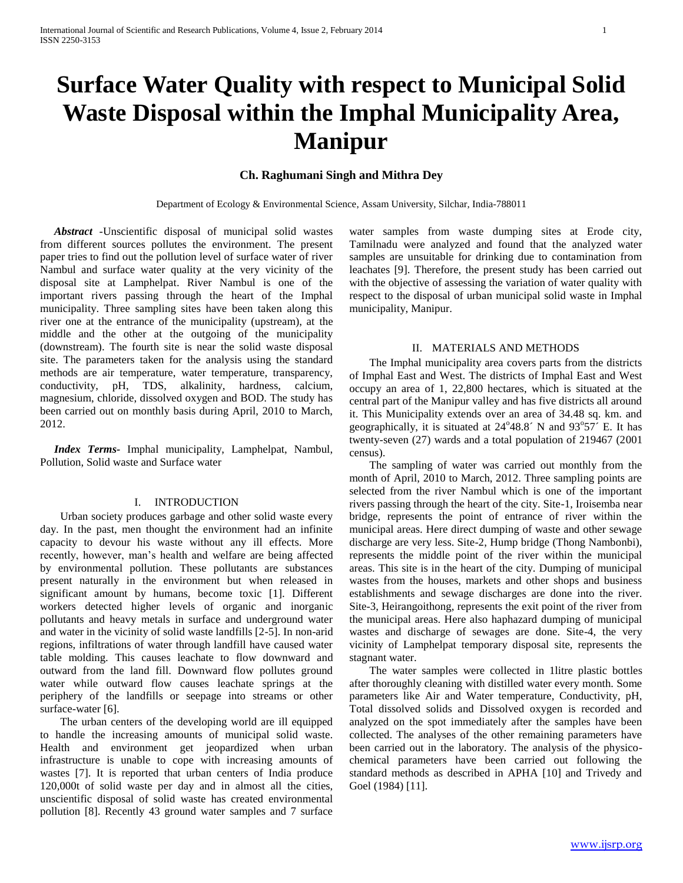# Surface Water Quality with respect to Municipal Solid Waste Disposal within the Imphal Municipality Area, Manipur

**Ch. Raghumani Singh and Mithra Dey**

Department of Ecology & Environmental Science, Assam University, Silchar, India-788011

***Abstract*** -Unscientific disposal of municipal solid wastes from different sources pollutes the environment. The present paper tries to find out the pollution level of surface water of river Nambul and surface water quality at the very vicinity of the disposal site at Lamphelpat. River Nambul is one of the important rivers passing through the heart of the Imphal municipality. Three sampling sites have been taken along this river one at the entrance of the municipality (upstream), at the middle and the other at the outgoing of the municipality (downstream). The fourth site is near the solid waste disposal site. The parameters taken for the analysis using the standard methods are air temperature, water temperature, transparency, conductivity, pH, TDS, alkalinity, hardness, calcium, magnesium, chloride, dissolved oxygen and BOD. The study has been carried out on monthly basis during April, 2010 to March, 2012.

***Index Terms-*** Imphal municipality, Lamphelpat, Nambul, Pollution, Solid waste and Surface water

## I. INTRODUCTION

Urban society produces garbage and other solid waste every day. In the past, men thought the environment had an infinite capacity to devour his waste without any ill effects. More recently, however, man's health and welfare are being affected by environmental pollution. These pollutants are substances present naturally in the environment but when released in significant amount by humans, become toxic [1]. Different workers detected higher levels of organic and inorganic pollutants and heavy metals in surface and underground water and water in the vicinity of solid waste landfills [2-5]. In non-arid regions, infiltrations of water through landfill have caused water table molding. This causes leachate to flow downward and outward from the land fill. Downward flow pollutes ground water while outward flow causes leachate springs at the periphery of the landfills or seepage into streams or other surface-water [6].

The urban centers of the developing world are ill equipped to handle the increasing amounts of municipal solid waste. Health and environment get jeopardized when urban infrastructure is unable to cope with increasing amounts of wastes [7]. It is reported that urban centers of India produce 120,000t of solid waste per day and in almost all the cities, unscientific disposal of solid waste has created environmental pollution [8]. Recently 43 ground water samples and 7 surface water samples from waste dumping sites at Erode city, Tamilnadu were analyzed and found that the analyzed water samples are unsuitable for drinking due to contamination from leachates [9]. Therefore, the present study has been carried out with the objective of assessing the variation of water quality with respect to the disposal of urban municipal solid waste in Imphal municipality, Manipur.

## II. MATERIALS AND METHODS

The Imphal municipality area covers parts from the districts of Imphal East and West. The districts of Imphal East and West occupy an area of 1, 22,800 hectares, which is situated at the central part of the Manipur valley and has five districts all around it. This Municipality extends over an area of 34.48 sq. km. and geographically, it is situated at $24^{o}48.8'$ N and $93^{o}57'$ E. It has twenty-seven (27) wards and a total population of 219467 (2001 census).

The sampling of water was carried out monthly from the month of April, 2010 to March, 2012. Three sampling points are selected from the river Nambul which is one of the important rivers passing through the heart of the city. Site-1, Iroisemba near bridge, represents the point of entrance of river within the municipal areas. Here direct dumping of waste and other sewage discharge are very less. Site-2, Hump bridge (Thong Nambonbi), represents the middle point of the river within the municipal areas. This site is in the heart of the city. Dumping of municipal wastes from the houses, markets and other shops and business establishments and sewage discharges are done into the river. Site-3, Heirangoithong, represents the exit point of the river from the municipal areas. Here also haphazard dumping of municipal wastes and discharge of sewages are done. Site-4, the very vicinity of Lamphelpat temporary disposal site, represents the stagnant water.

The water samples were collected in 1litre plastic bottles after thoroughly cleaning with distilled water every month. Some parameters like Air and Water temperature, Conductivity, pH, Total dissolved solids and Dissolved oxygen is recorded and analyzed on the spot immediately after the samples have been collected. The analyses of the other remaining parameters have been carried out in the laboratory. The analysis of the physico-chemical parameters have been carried out following the standard methods as described in APHA [10] and Trivedy and Goel (1984) [11].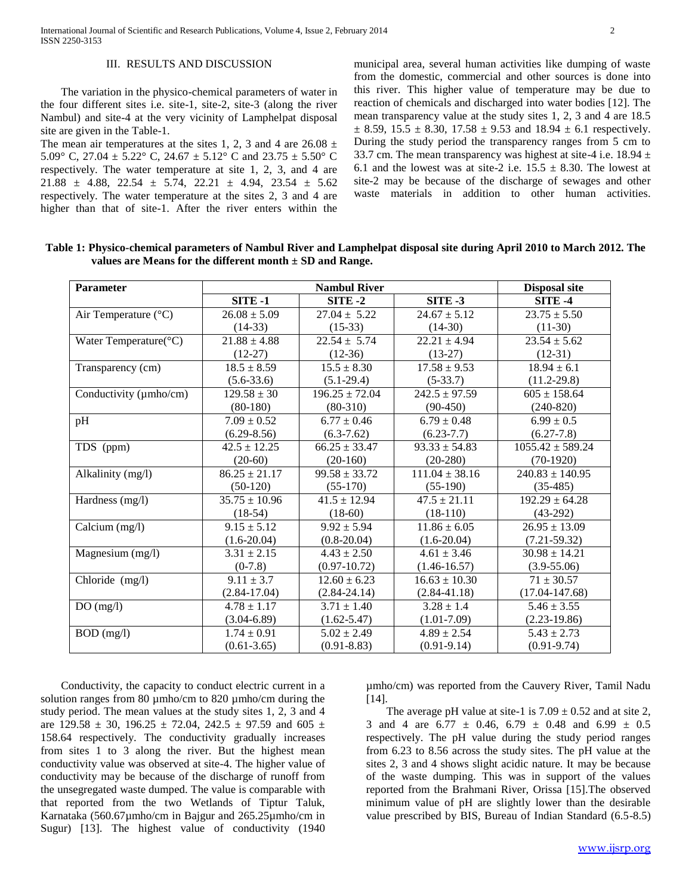## III. RESULTS AND DISCUSSION

The variation in the physico-chemical parameters of water in the four different sites i.e. site-1, site-2, site-3 (along the river Nambul) and site-4 at the very vicinity of Lamphelpat disposal site are given in the Table-1.

The mean air temperatures at the sites 1, 2, 3 and 4 are 26.08 ± 5.09° C, 27.04 ± 5.22° C, 24.67 ± 5.12° C and 23.75 ± 5.50° C respectively. The water temperature at site 1, 2, 3, and 4 are 21.88 ± 4.88, 22.54 ± 5.74, 22.21 ± 4.94, 23.54 ± 5.62 respectively. The water temperature at the sites 2, 3 and 4 are higher than that of site-1. After the river enters within the municipal area, several human activities like dumping of waste from the domestic, commercial and other sources is done into this river. This higher value of temperature may be due to reaction of chemicals and discharged into water bodies [12]. The mean transparency value at the study sites 1, 2, 3 and 4 are 18.5 ± 8.59, 15.5 ± 8.30, 17.58 ± 9.53 and 18.94 ± 6.1 respectively. During the study period the transparency ranges from 5 cm to 33.7 cm. The mean transparency was highest at site-4 i.e. 18.94 ± 6.1 and the lowest was at site-2 i.e. 15.5 ± 8.30. The lowest at site-2 may be because of the discharge of sewages and other waste materials in addition to other human activities.

**Table 1: Physico-chemical parameters of Nambul River and Lamphelpat disposal site during April 2010 to March 2012. The values are Means for the different month ± SD and Range.**

| Parameter | Nambul River | | | Disposal site |
|---|---|---|---|---|
| | SITE -1 | SITE -2 | SITE -3 | SITE -4 |
| Air Temperature (°C) | 26.08 ± 5.09 (14-33) | 27.04 ± 5.22 (15-33) | 24.67 ± 5.12 (14-30) | 23.75 ± 5.50 (11-30) |
| Water Temperature(°C) | 21.88 ± 4.88 (12-27) | 22.54 ± 5.74 (12-36) | 22.21 ± 4.94 (13-27) | 23.54 ± 5.62 (12-31) |
| Transparency (cm) | 18.5 ± 8.59 (5.6-33.6) | 15.5 ± 8.30 (5.1-29.4) | 17.58 ± 9.53 (5-33.7) | 18.94 ± 6.1 (11.2-29.8) |
| Conductivity (µmho/cm) | 129.58 ± 30 (80-180) | 196.25 ± 72.04 (80-310) | 242.5 ± 97.59 (90-450) | 605 ± 158.64 (240-820) |
| pH | 7.09 ± 0.52 (6.29-8.56) | 6.77 ± 0.46 (6.3-7.62) | 6.79 ± 0.48 (6.23-7.7) | 6.99 ± 0.5 (6.27-7.8) |
| TDS (ppm) | 42.5 ± 12.25 (20-60) | 66.25 ± 33.47 (20-160) | 93.33 ± 54.83 (20-280) | 1055.42 ± 589.24 (70-1920) |
| Alkalinity (mg/l) | 86.25 ± 21.17 (50-120) | 99.58 ± 33.72 (55-170) | 111.04 ± 38.16 (55-190) | 240.83 ± 140.95 (35-485) |
| Hardness (mg/l) | 35.75 ± 10.96 (18-54) | 41.5 ± 12.94 (18-60) | 47.5 ± 21.11 (18-110) | 192.29 ± 64.28 (43-292) |
| Calcium (mg/l) | 9.15 ± 5.12 (1.6-20.04) | 9.92 ± 5.94 (0.8-20.04) | 11.86 ± 6.05 (1.6-20.04) | 26.95 ± 13.09 (7.21-59.32) |
| Magnesium (mg/l) | 3.31 ± 2.15 (0-7.8) | 4.43 ± 2.50 (0.97-10.72) | 4.61 ± 3.46 (1.46-16.57) | 30.98 ± 14.21 (3.9-55.06) |
| Chloride (mg/l) | 9.11 ± 3.7 (2.84-17.04) | 12.60 ± 6.23 (2.84-24.14) | 16.63 ± 10.30 (2.84-41.18) | 71 ± 30.57 (17.04-147.68) |
| DO (mg/l) | 4.78 ± 1.17 (3.04-6.89) | 3.71 ± 1.40 (1.62-5.47) | 3.28 ± 1.4 (1.01-7.09) | 5.46 ± 3.55 (2.23-19.86) |
| BOD (mg/l) | 1.74 ± 0.91 (0.61-3.65) | 5.02 ± 2.49 (0.91-8.83) | 4.89 ± 2.54 (0.91-9.14) | 5.43 ± 2.73 (0.91-9.74) |

Conductivity, the capacity to conduct electric current in a solution ranges from 80 µmho/cm to 820 µmho/cm during the study period. The mean values at the study sites 1, 2, 3 and 4 are 129.58 ± 30, 196.25 ± 72.04, 242.5 ± 97.59 and 605 ± 158.64 respectively. The conductivity gradually increases from sites 1 to 3 along the river. But the highest mean conductivity value was observed at site-4. The higher value of conductivity may be because of the discharge of runoff from the unsegregated waste dumped. The value is comparable with that reported from the two Wetlands of Tiptur Taluk, Karnataka (560.67µmho/cm in Bajgur and 265.25µmho/cm in Sugur) [13]. The highest value of conductivity (1940 µmho/cm) was reported from the Cauvery River, Tamil Nadu [14].

The average pH value at site-1 is 7.09 ± 0.52 and at site 2, 3 and 4 are 6.77 ± 0.46, 6.79 ± 0.48 and 6.99 ± 0.5 respectively. The pH value during the study period ranges from 6.23 to 8.56 across the study sites. The pH value at the sites 2, 3 and 4 shows slight acidic nature. It may be because of the waste dumping. This was in support of the values reported from the Brahmani River, Orissa [15].The observed minimum value of pH are slightly lower than the desirable value prescribed by BIS, Bureau of Indian Standard (6.5-8.5)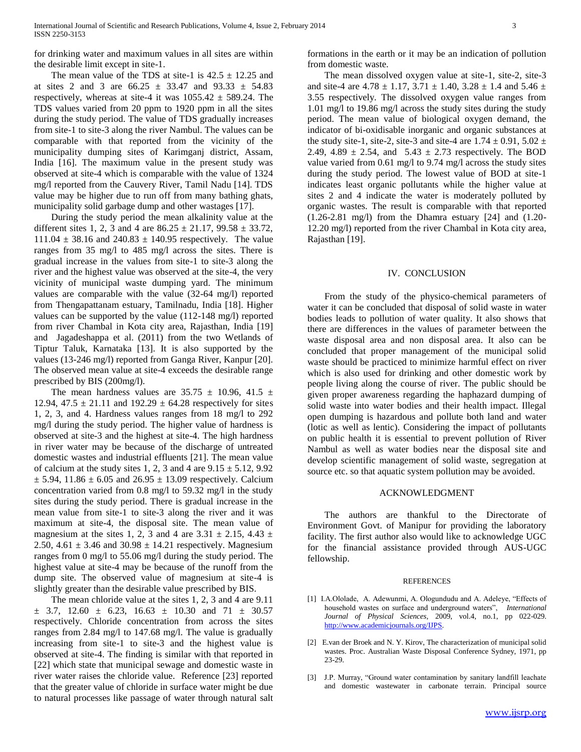for drinking water and maximum values in all sites are within the desirable limit except in site-1.

The mean value of the TDS at site-1 is $42.5 \pm 12.25$ and at sites 2 and 3 are $66.25 \pm 33.47$ and $93.33 \pm 54.83$ respectively, whereas at site-4 it was $1055.42 \pm 589.24$. The TDS values varied from 20 ppm to 1920 ppm in all the sites during the study period. The value of TDS gradually increases from site-1 to site-3 along the river Nambul. The values can be comparable with that reported from the vicinity of the municipality dumping sites of Karimganj district, Assam, India [16]. The maximum value in the present study was observed at site-4 which is comparable with the value of 1324 mg/l reported from the Cauvery River, Tamil Nadu [14]. TDS value may be higher due to run off from many bathing ghats, municipality solid garbage dump and other wastages [17].

During the study period the mean alkalinity value at the different sites 1, 2, 3 and 4 are $86.25 \pm 21.17$, $99.58 \pm 33.72$, $111.04 \pm 38.16$ and $240.83 \pm 140.95$ respectively. The value ranges from 35 mg/l to 485 mg/l across the sites. There is gradual increase in the values from site-1 to site-3 along the river and the highest value was observed at the site-4, the very vicinity of municipal waste dumping yard. The minimum values are comparable with the value (32-64 mg/l) reported from Thengapattanam estuary, Tamilnadu, India [18]. Higher values can be supported by the value (112-148 mg/l) reported from river Chambal in Kota city area, Rajasthan, India [19] and Jagadeshappa et al. (2011) from the two Wetlands of Tiptur Taluk, Karnataka [13]. It is also supported by the values (13-246 mg/l) reported from Ganga River, Kanpur [20]. The observed mean value at site-4 exceeds the desirable range prescribed by BIS (200mg/l).

The mean hardness values are $35.75 \pm 10.96$, $41.5 \pm 12.94$, $47.5 \pm 21.11$ and $192.29 \pm 64.28$ respectively for sites 1, 2, 3, and 4. Hardness values ranges from 18 mg/l to 292 mg/l during the study period. The higher value of hardness is observed at site-3 and the highest at site-4. The high hardness in river water may be because of the discharge of untreated domestic wastes and industrial effluents [21]. The mean value of calcium at the study sites 1, 2, 3 and 4 are $9.15 \pm 5.12$, $9.92 \pm 5.94$, $11.86 \pm 6.05$ and $26.95 \pm 13.09$ respectively. Calcium concentration varied from 0.8 mg/l to 59.32 mg/l in the study sites during the study period. There is gradual increase in the mean value from site-1 to site-3 along the river and it was maximum at site-4, the disposal site. The mean value of magnesium at the sites 1, 2, 3 and 4 are $3.31 \pm 2.15$, $4.43 \pm 2.50$, $4.61 \pm 3.46$ and $30.98 \pm 14.21$ respectively. Magnesium ranges from 0 mg/l to 55.06 mg/l during the study period. The highest value at site-4 may be because of the runoff from the dump site. The observed value of magnesium at site-4 is slightly greater than the desirable value prescribed by BIS.

The mean chloride value at the sites 1, 2, 3 and 4 are $9.11 \pm 3.7$, $12.60 \pm 6.23$, $16.63 \pm 10.30$ and $71 \pm 30.57$ respectively. Chloride concentration from across the sites ranges from 2.84 mg/l to 147.68 mg/l. The value is gradually increasing from site-1 to site-3 and the highest value is observed at site-4. The finding is similar with that reported in [22] which state that municipal sewage and domestic waste in river water raises the chloride value. Reference [23] reported that the greater value of chloride in surface water might be due to natural processes like passage of water through natural salt formations in the earth or it may be an indication of pollution from domestic waste.

The mean dissolved oxygen value at site-1, site-2, site-3 and site-4 are $4.78 \pm 1.17$, $3.71 \pm 1.40$, $3.28 \pm 1.4$ and $5.46 \pm 3.55$ respectively. The dissolved oxygen value ranges from 1.01 mg/l to 19.86 mg/l across the study sites during the study period. The mean value of biological oxygen demand, the indicator of bi-oxidisable inorganic and organic substances at the study site-1, site-2, site-3 and site-4 are $1.74 \pm 0.91$, $5.02 \pm 2.49$, $4.89 \pm 2.54$, and $5.43 \pm 2.73$ respectively. The BOD value varied from 0.61 mg/l to 9.74 mg/l across the study sites during the study period. The lowest value of BOD at site-1 indicates least organic pollutants while the higher value at sites 2 and 4 indicate the water is moderately polluted by organic wastes. The result is comparable with that reported (1.26-2.81 mg/l) from the Dhamra estuary [24] and (1.20-12.20 mg/l) reported from the river Chambal in Kota city area, Rajasthan [19].

## IV. CONCLUSION

From the study of the physico-chemical parameters of water it can be concluded that disposal of solid waste in water bodies leads to pollution of water quality. It also shows that there are differences in the values of parameter between the waste disposal area and non disposal area. It also can be concluded that proper management of the municipal solid waste should be practiced to minimize harmful effect on river which is also used for drinking and other domestic work by people living along the course of river. The public should be given proper awareness regarding the haphazard dumping of solid waste into water bodies and their health impact. Illegal open dumping is hazardous and pollute both land and water (lotic as well as lentic). Considering the impact of pollutants on public health it is essential to prevent pollution of River Nambul as well as water bodies near the disposal site and develop scientific management of solid waste, segregation at source etc. so that aquatic system pollution may be avoided.

## ACKNOWLEDGMENT

The authors are thankful to the Directorate of Environment Govt. of Manipur for providing the laboratory facility. The first author also would like to acknowledge UGC for the financial assistance provided through AUS-UGC fellowship.

## REFERENCES

[1] I.A.Ololade, A. Adewunmi, A. Ologundudu and A. Adeleye, "Effects of household wastes on surface and underground waters", *International Journal of Physical Sciences*, 2009, vol.4, no.1, pp 022-029. http://www.academicjournals.org/IJPS.

[2] E.van der Broek and N. Y. Kirov, The characterization of municipal solid wastes. Proc. Australian Waste Disposal Conference Sydney, 1971, pp 23-29.

[3] J.P. Murray, "Ground water contamination by sanitary landfill leachate and domestic wastewater in carbonate terrain. Principal source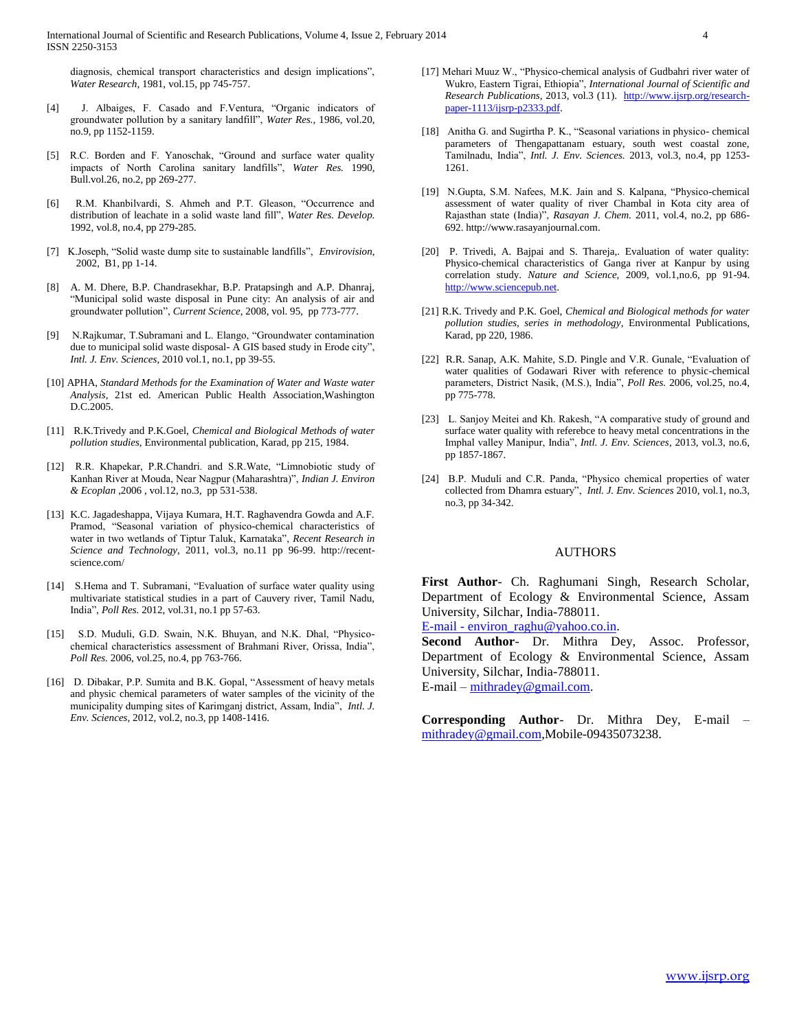diagnosis, chemical transport characteristics and design implications", *Water Research*, 1981, vol.15, pp 745-757.

[4] J. Albaiges, F. Casado and F.Ventura, "Organic indicators of groundwater pollution by a sanitary landfill", *Water Res.,* 1986, vol.20, no.9, pp 1152-1159.

[5] R.C. Borden and F. Yanoschak, "Ground and surface water quality impacts of North Carolina sanitary landfills", *Water Res.* 1990, Bull.vol.26, no.2, pp 269-277.

[6] R.M. Khanbilvardi, S. Ahmeh and P.T. Gleason, "Occurrence and distribution of leachate in a solid waste land fill", *Water Res. Develop.* 1992, vol.8, no.4, pp 279-285.

[7] K.Joseph, "Solid waste dump site to sustainable landfills", *Envirovision*, 2002, B1, pp 1-14.

[8] A. M. Dhere, B.P. Chandrasekhar, B.P. Pratapsingh and A.P. Dhanraj, "Municipal solid waste disposal in Pune city: An analysis of air and groundwater pollution", *Current Science*, 2008, vol. 95, pp 773-777.

[9] N.Rajkumar, T.Subramani and L. Elango, "Groundwater contamination due to municipal solid waste disposal- A GIS based study in Erode city", *Intl. J. Env. Sciences*, 2010 vol.1, no.1, pp 39-55.

[10] APHA, *Standard Methods for the Examination of Water and Waste water Analysis*, 21st ed. American Public Health Association,Washington D.C.2005.

[11] R.K.Trivedy and P.K.Goel, *Chemical and Biological Methods of water pollution studies*, Environmental publication, Karad, pp 215, 1984.

[12] R.R. Khapekar, P.R.Chandri. and S.R.Wate, "Limnobiotic study of Kanhan River at Mouda, Near Nagpur (Maharashtra)", *Indian J. Environ & Ecoplan* ,2006 , vol.12, no.3, pp 531-538.

[13] K.C. Jagadeshappa, Vijaya Kumara, H.T. Raghavendra Gowda and A.F. Pramod, "Seasonal variation of physico-chemical characteristics of water in two wetlands of Tiptur Taluk, Karnataka", *Recent Research in Science and Technology*, 2011, vol.3, no.11 pp 96-99. http://recent-science.com/

[14] S.Hema and T. Subramani, "Evaluation of surface water quality using multivariate statistical studies in a part of Cauvery river, Tamil Nadu, India", *Poll Res.* 2012, vol.31, no.1 pp 57-63.

[15] S.D. Muduli, G.D. Swain, N.K. Bhuyan, and N.K. Dhal, "Physico-chemical characteristics assessment of Brahmani River, Orissa, India", *Poll Res.* 2006, vol.25, no.4, pp 763-766.

[16] D. Dibakar, P.P. Sumita and B.K. Gopal, "Assessment of heavy metals and physic chemical parameters of water samples of the vicinity of the municipality dumping sites of Karimganj district, Assam, India", *Intl. J. Env. Sciences*, 2012, vol.2, no.3, pp 1408-1416.

[17] Mehari Muuz W., "Physico-chemical analysis of Gudbahri river water of Wukro, Eastern Tigrai, Ethiopia", *International Journal of Scientific and Research Publications*, 2013, vol.3 (11). http://www.ijsrp.org/research-paper-1113/ijsrp-p2333.pdf.

[18] Anitha G. and Sugirtha P. K., "Seasonal variations in physico- chemical parameters of Thengapattanam estuary, south west coastal zone, Tamilnadu, India", *Intl. J. Env. Sciences.* 2013, vol.3, no.4, pp 1253-1261.

[19] N.Gupta, S.M. Nafees, M.K. Jain and S. Kalpana, "Physico-chemical assessment of water quality of river Chambal in Kota city area of Rajasthan state (India)", *Rasayan J. Chem.* 2011, vol.4, no.2, pp 686-692. http://www.rasayanjournal.com.

[20] P. Trivedi, A. Bajpai and S. Thareja,. Evaluation of water quality: Physico-chemical characteristics of Ganga river at Kanpur by using correlation study. *Nature and Science,* 2009, vol.1,no.6, pp 91-94. http://www.sciencepub.net.

[21] R.K. Trivedy and P.K. Goel, *Chemical and Biological methods for water pollution studies, series in methodology*, Environmental Publications, Karad, pp 220, 1986.

[22] R.R. Sanap, A.K. Mahite, S.D. Pingle and V.R. Gunale, "Evaluation of water qualities of Godawari River with reference to physic-chemical parameters, District Nasik, (M.S.), India", *Poll Res.* 2006, vol.25, no.4, pp 775-778.

[23] L. Sanjoy Meitei and Kh. Rakesh, "A comparative study of ground and surface water quality with referebce to heavy metal concentrations in the Imphal valley Manipur, India", *Intl. J. Env. Sciences*, 2013, vol.3, no.6, pp 1857-1867.

[24] B.P. Muduli and C.R. Panda, "Physico chemical properties of water collected from Dhamra estuary", *Intl. J. Env. Sciences* 2010, vol.1, no.3, no.3, pp 34-342.

## AUTHORS

**First Author**- Ch. Raghumani Singh, Research Scholar, Department of Ecology & Environmental Science, Assam University, Silchar, India-788011.
E-mail - environ_raghu@yahoo.co.in.

**Second Author**- Dr. Mithra Dey, Assoc. Professor, Department of Ecology & Environmental Science, Assam University, Silchar, India-788011.
E-mail – mithradey@gmail.com.

**Corresponding Author**- Dr. Mithra Dey, E-mail – mithradey@gmail.com,Mobile-09435073238.